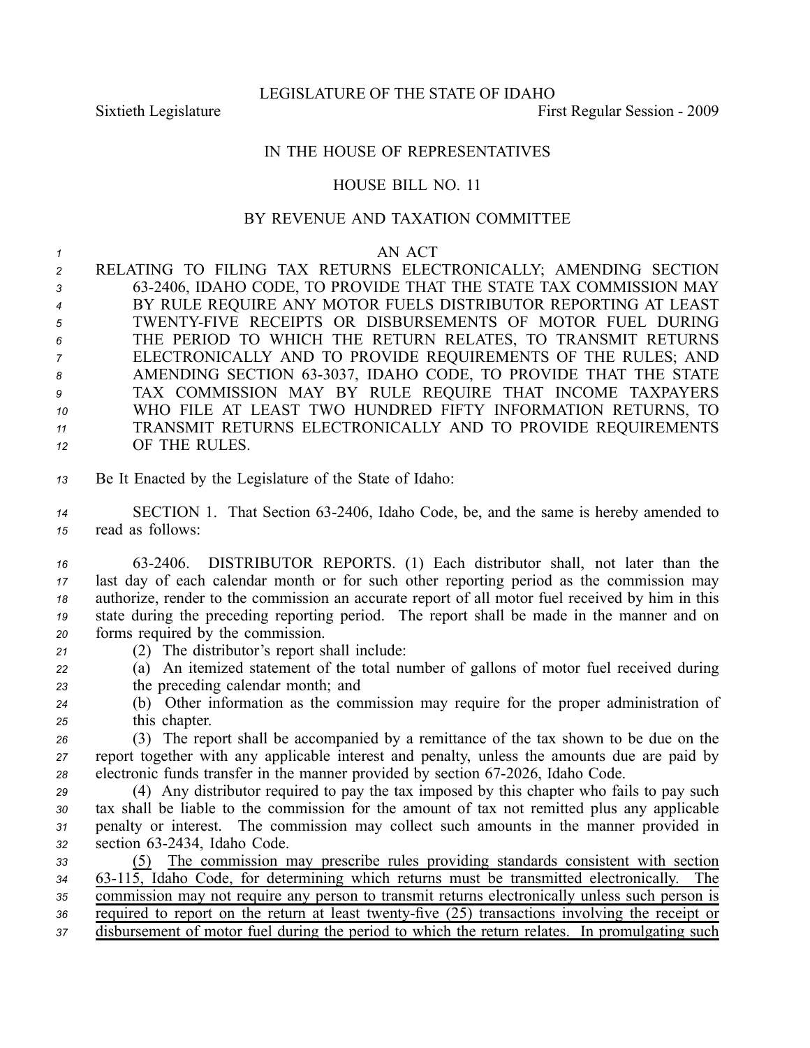LEGISLATURE OF THE STATE OF IDAHO

Sixtieth Legislature First Regular Session - 2009

IN THE HOUSE OF REPRESENTATIVES

HOUSE BILL NO. 11

BY REVENUE AND TAXATION COMMITTEE

AN ACT

RELATING TO FILING TAX RETURNS ELECTRONICALLY; AMENDING SECTION 63-2406, IDAHO CODE, TO PROVIDE THAT THE STATE TAX COMMISSION MAY BY RULE REQUIRE ANY MOTOR FUELS DISTRIBUTOR REPORTING AT LEAST TWENTY-FIVE RECEIPTS OR DISBURSEMENTS OF MOTOR FUEL DURING THE PERIOD TO WHICH THE RETURN RELATES, TO TRANSMIT RETURNS ELECTRONICALLY AND TO PROVIDE REQUIREMENTS OF THE RULES; AND AMENDING SECTION 63-3037, IDAHO CODE, TO PROVIDE THAT THE STATE TAX COMMISSION MAY BY RULE REQUIRE THAT INCOME TAXPAYERS WHO FILE AT LEAST TWO HUNDRED FIFTY INFORMATION RETURNS, TO TRANSMIT RETURNS ELECTRONICALLY AND TO PROVIDE REQUIREMENTS OF THE RULES.

Be It Enacted by the Legislature of the State of Idaho:

SECTION 1. That Section 63-2406, Idaho Code, be, and the same is hereby amended to read as follows:

63-2406. DISTRIBUTOR REPORTS. (1) Each distributor shall, not later than the last day of each calendar month or for such other reporting period as the commission may authorize, render to the commission an accurate report of all motor fuel received by him in this state during the preceding reporting period. The report shall be made in the manner and on forms required by the commission.

(2) The distributor's report shall include:

(a) An itemized statement of the total number of gallons of motor fuel received during the preceding calendar month; and

(b) Other information as the commission may require for the proper administration of this chapter.

(3) The report shall be accompanied by a remittance of the tax shown to be due on the report together with any applicable interest and penalty, unless the amounts due are paid by electronic funds transfer in the manner provided by section 67-2026, Idaho Code.

(4) Any distributor required to pay the tax imposed by this chapter who fails to pay such tax shall be liable to the commission for the amount of tax not remitted plus any applicable penalty or interest. The commission may collect such amounts in the manner provided in section 63-2434, Idaho Code.

<u>(5) The commission may prescribe rules providing standards consistent with section 63-115, Idaho Code, for determining which returns must be transmitted electronically. The commission may not require any person to transmit returns electronically unless such person is required to report on the return at least twenty-five (25) transactions involving the receipt or disbursement of motor fuel during the period to which the return relates. In promulgating such</u>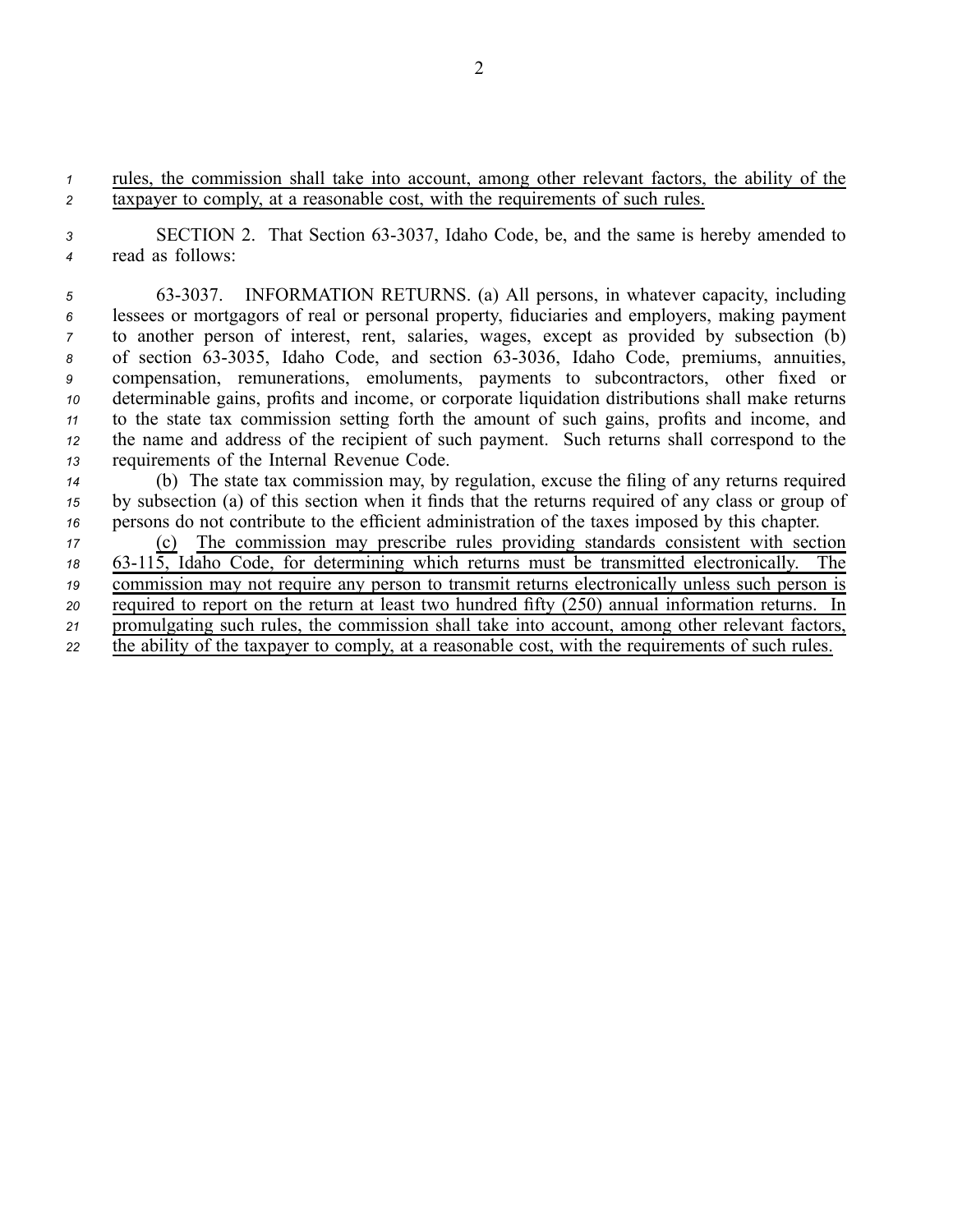rules, the commission shall take into account, among other relevant factors, the ability of the taxpayer to comply, at a reasonable cost, with the requirements of such rules.

SECTION 2. That Section 63-3037, Idaho Code, be, and the same is hereby amended to read as follows:

63-3037. INFORMATION RETURNS. (a) All persons, in whatever capacity, including lessees or mortgagors of real or personal property, fiduciaries and employers, making payment to another person of interest, rent, salaries, wages, except as provided by subsection (b) of section 63-3035, Idaho Code, and section 63-3036, Idaho Code, premiums, annuities, compensation, remunerations, emoluments, payments to subcontractors, other fixed or determinable gains, profits and income, or corporate liquidation distributions shall make returns to the state tax commission setting forth the amount of such gains, profits and income, and the name and address of the recipient of such payment. Such returns shall correspond to the requirements of the Internal Revenue Code.

(b) The state tax commission may, by regulation, excuse the filing of any returns required by subsection (a) of this section when it finds that the returns required of any class or group of persons do not contribute to the efficient administration of the taxes imposed by this chapter.

(c) The commission may prescribe rules providing standards consistent with section 63-115, Idaho Code, for determining which returns must be transmitted electronically. The commission may not require any person to transmit returns electronically unless such person is required to report on the return at least two hundred fifty (250) annual information returns. In promulgating such rules, the commission shall take into account, among other relevant factors, the ability of the taxpayer to comply, at a reasonable cost, with the requirements of such rules.